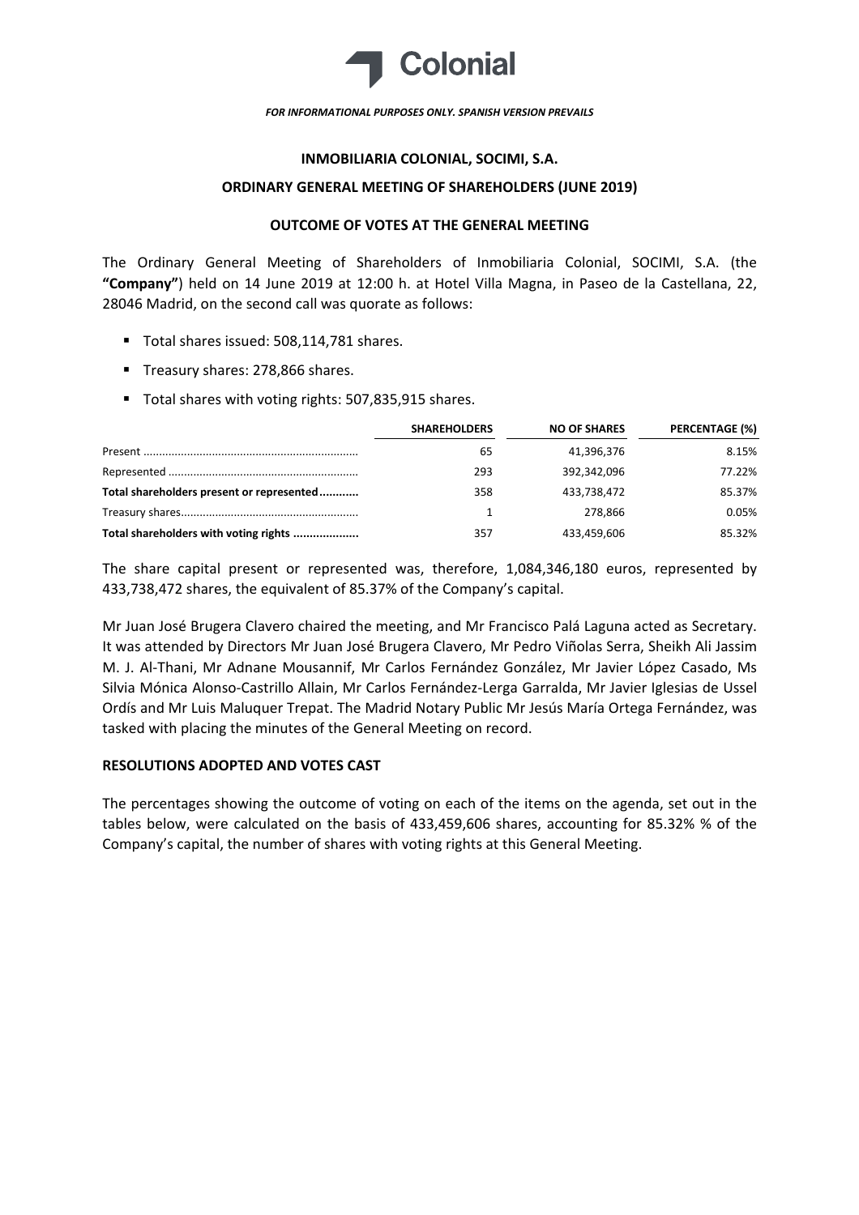Colonial

*FOR INFORMATIONAL PURPOSES ONLY. SPANISH VERSION PREVAILS*

# INMOBILIARIA COLONIAL, SOCIMI, S.A.

## ORDINARY GENERAL MEETING OF SHAREHOLDERS (JUNE 2019)

### OUTCOME OF VOTES AT THE GENERAL MEETING

The Ordinary General Meeting of Shareholders of Inmobiliaria Colonial, SOCIMI, S.A. (the **"Company"**) held on 14 June 2019 at 12:00 h. at Hotel Villa Magna, in Paseo de la Castellana, 22, 28046 Madrid, on the second call was quorate as follows:

- Total shares issued: 508,114,781 shares.
- Treasury shares: 278,866 shares.
- Total shares with voting rights: 507,835,915 shares.

| | SHAREHOLDERS | NO OF SHARES | PERCENTAGE (%) |
|---|---|---|---|
| Present | 65 | 41,396,376 | 8.15% |
| Represented | 293 | 392,342,096 | 77.22% |
| **Total shareholders present or represented** | 358 | 433,738,472 | 85.37% |
| Treasury shares | 1 | 278,866 | 0.05% |
| **Total shareholders with voting rights** | 357 | 433,459,606 | 85.32% |

The share capital present or represented was, therefore, 1,084,346,180 euros, represented by 433,738,472 shares, the equivalent of 85.37% of the Company's capital.

Mr Juan José Brugera Clavero chaired the meeting, and Mr Francisco Palá Laguna acted as Secretary. It was attended by Directors Mr Juan José Brugera Clavero, Mr Pedro Viñolas Serra, Sheikh Ali Jassim M. J. Al-Thani, Mr Adnane Mousannif, Mr Carlos Fernández González, Mr Javier López Casado, Ms Silvia Mónica Alonso-Castrillo Allain, Mr Carlos Fernández-Lerga Garralda, Mr Javier Iglesias de Ussel Ordís and Mr Luis Maluquer Trepat. The Madrid Notary Public Mr Jesús María Ortega Fernández, was tasked with placing the minutes of the General Meeting on record.

### RESOLUTIONS ADOPTED AND VOTES CAST

The percentages showing the outcome of voting on each of the items on the agenda, set out in the tables below, were calculated on the basis of 433,459,606 shares, accounting for 85.32% % of the Company's capital, the number of shares with voting rights at this General Meeting.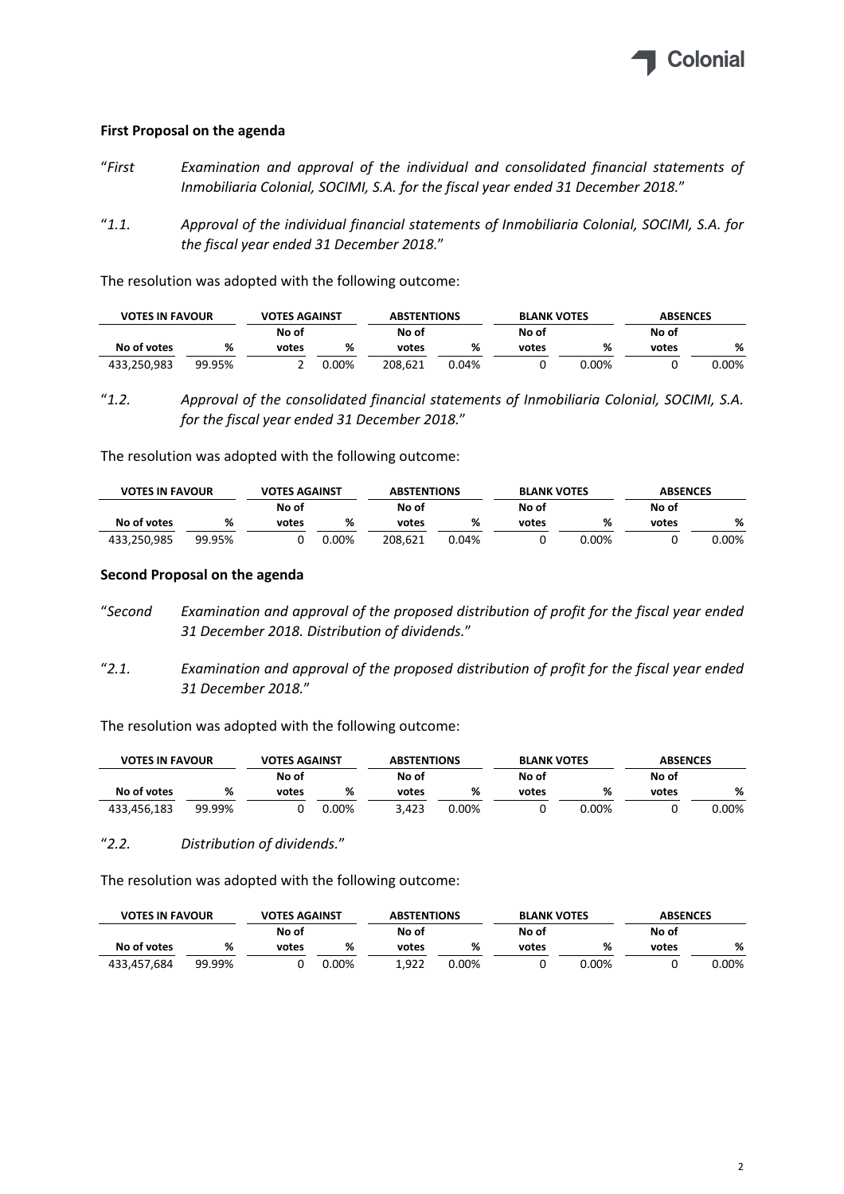**First Proposal on the agenda**

"*First Examination and approval of the individual and consolidated financial statements of Inmobiliaria Colonial, SOCIMI, S.A. for the fiscal year ended 31 December 2018.*"

"*1.1. Approval of the individual financial statements of Inmobiliaria Colonial, SOCIMI, S.A. for the fiscal year ended 31 December 2018.*"

The resolution was adopted with the following outcome:

| VOTES IN FAVOUR | | VOTES AGAINST | | ABSTENTIONS | | BLANK VOTES | | ABSENCES | |
|---|---|---|---|---|---|---|---|---|---|
| No of votes | % | No of votes | % | No of votes | % | No of votes | % | No of votes | % |
| 433,250,983 | 99.95% | 2 | 0.00% | 208,621 | 0.04% | 0 | 0.00% | 0 | 0.00% |

"*1.2. Approval of the consolidated financial statements of Inmobiliaria Colonial, SOCIMI, S.A. for the fiscal year ended 31 December 2018.*"

The resolution was adopted with the following outcome:

| VOTES IN FAVOUR | | VOTES AGAINST | | ABSTENTIONS | | BLANK VOTES | | ABSENCES | |
|---|---|---|---|---|---|---|---|---|---|
| No of votes | % | No of votes | % | No of votes | % | No of votes | % | No of votes | % |
| 433,250,985 | 99.95% | 0 | 0.00% | 208,621 | 0.04% | 0 | 0.00% | 0 | 0.00% |

**Second Proposal on the agenda**

"*Second Examination and approval of the proposed distribution of profit for the fiscal year ended 31 December 2018. Distribution of dividends.*"

"*2.1. Examination and approval of the proposed distribution of profit for the fiscal year ended 31 December 2018.*"

The resolution was adopted with the following outcome:

| VOTES IN FAVOUR | | VOTES AGAINST | | ABSTENTIONS | | BLANK VOTES | | ABSENCES | |
|---|---|---|---|---|---|---|---|---|---|
| No of votes | % | No of votes | % | No of votes | % | No of votes | % | No of votes | % |
| 433,456,183 | 99.99% | 0 | 0.00% | 3,423 | 0.00% | 0 | 0.00% | 0 | 0.00% |

"*2.2. Distribution of dividends.*"

The resolution was adopted with the following outcome:

| VOTES IN FAVOUR | | VOTES AGAINST | | ABSTENTIONS | | BLANK VOTES | | ABSENCES | |
|---|---|---|---|---|---|---|---|---|---|
| No of votes | % | No of votes | % | No of votes | % | No of votes | % | No of votes | % |
| 433,457,684 | 99.99% | 0 | 0.00% | 1,922 | 0.00% | 0 | 0.00% | 0 | 0.00% |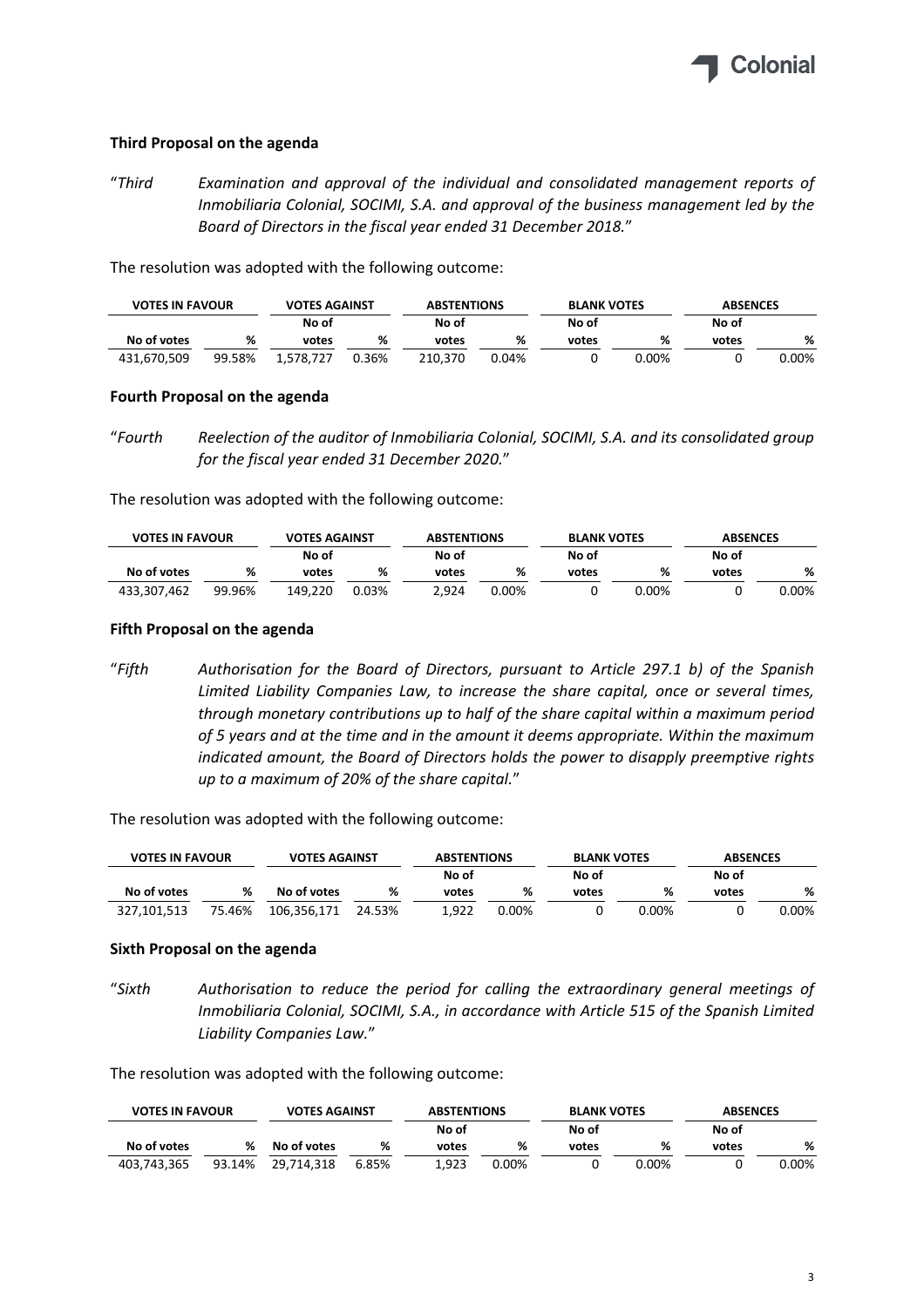**Third Proposal on the agenda**

"*Third Examination and approval of the individual and consolidated management reports of Inmobiliaria Colonial, SOCIMI, S.A. and approval of the business management led by the Board of Directors in the fiscal year ended 31 December 2018.*"

The resolution was adopted with the following outcome:

| VOTES IN FAVOUR | | VOTES AGAINST | | ABSTENTIONS | | BLANK VOTES | | ABSENCES | |
|---|---|---|---|---|---|---|---|---|---|
| No of votes | % | No of votes | % | No of votes | % | No of votes | % | No of votes | % |
| 431,670,509 | 99.58% | 1,578,727 | 0.36% | 210,370 | 0.04% | 0 | 0.00% | 0 | 0.00% |

**Fourth Proposal on the agenda**

"*Fourth Reelection of the auditor of Inmobiliaria Colonial, SOCIMI, S.A. and its consolidated group for the fiscal year ended 31 December 2020.*"

The resolution was adopted with the following outcome:

| VOTES IN FAVOUR | | VOTES AGAINST | | ABSTENTIONS | | BLANK VOTES | | ABSENCES | |
|---|---|---|---|---|---|---|---|---|---|
| No of votes | % | No of votes | % | No of votes | % | No of votes | % | No of votes | % |
| 433,307,462 | 99.96% | 149,220 | 0.03% | 2,924 | 0.00% | 0 | 0.00% | 0 | 0.00% |

**Fifth Proposal on the agenda**

"*Fifth Authorisation for the Board of Directors, pursuant to Article 297.1 b) of the Spanish Limited Liability Companies Law, to increase the share capital, once or several times, through monetary contributions up to half of the share capital within a maximum period of 5 years and at the time and in the amount it deems appropriate. Within the maximum indicated amount, the Board of Directors holds the power to disapply preemptive rights up to a maximum of 20% of the share capital.*"

The resolution was adopted with the following outcome:

| VOTES IN FAVOUR | | VOTES AGAINST | | ABSTENTIONS | | BLANK VOTES | | ABSENCES | |
|---|---|---|---|---|---|---|---|---|---|
| No of votes | % | No of votes | % | No of votes | % | No of votes | % | No of votes | % |
| 327,101,513 | 75.46% | 106,356,171 | 24.53% | 1,922 | 0.00% | 0 | 0.00% | 0 | 0.00% |

**Sixth Proposal on the agenda**

"*Sixth Authorisation to reduce the period for calling the extraordinary general meetings of Inmobiliaria Colonial, SOCIMI, S.A., in accordance with Article 515 of the Spanish Limited Liability Companies Law.*"

The resolution was adopted with the following outcome:

| VOTES IN FAVOUR | | VOTES AGAINST | | ABSTENTIONS | | BLANK VOTES | | ABSENCES | |
|---|---|---|---|---|---|---|---|---|---|
| No of votes | % | No of votes | % | No of votes | % | No of votes | % | No of votes | % |
| 403,743,365 | 93.14% | 29,714,318 | 6.85% | 1,923 | 0.00% | 0 | 0.00% | 0 | 0.00% |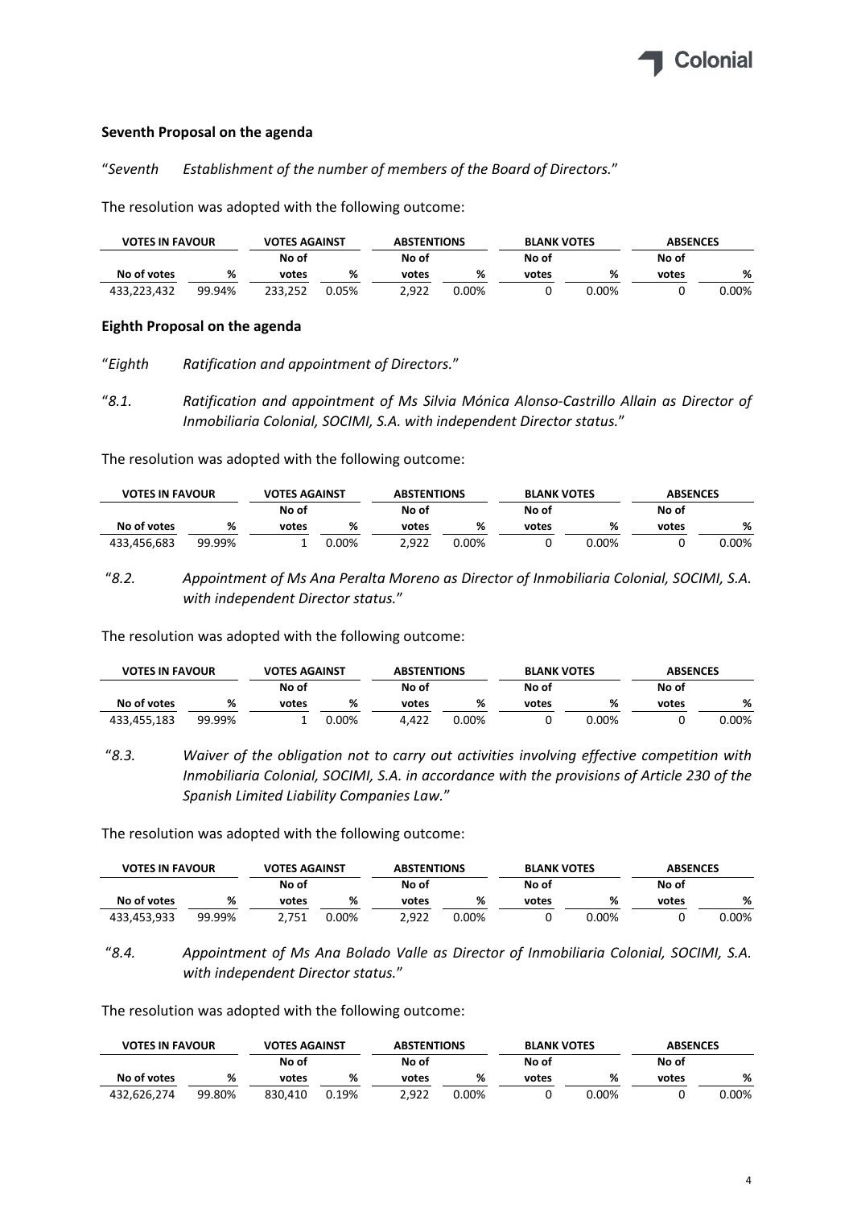**Seventh Proposal on the agenda**

"*Seventh Establishment of the number of members of the Board of Directors.*"

The resolution was adopted with the following outcome:

| VOTES IN FAVOUR | | VOTES AGAINST | | ABSTENTIONS | | BLANK VOTES | | ABSENCES | |
|---|---|---|---|---|---|---|---|---|---|
| No of votes | % | No of votes | % | No of votes | % | No of votes | % | No of votes | % |
| 433,223,432 | 99.94% | 233,252 | 0.05% | 2,922 | 0.00% | 0 | 0.00% | 0 | 0.00% |

**Eighth Proposal on the agenda**

"*Eighth Ratification and appointment of Directors.*"

"*8.1. Ratification and appointment of Ms Silvia Mónica Alonso-Castrillo Allain as Director of Inmobiliaria Colonial, SOCIMI, S.A. with independent Director status.*"

The resolution was adopted with the following outcome:

| VOTES IN FAVOUR | | VOTES AGAINST | | ABSTENTIONS | | BLANK VOTES | | ABSENCES | |
|---|---|---|---|---|---|---|---|---|---|
| No of votes | % | No of votes | % | No of votes | % | No of votes | % | No of votes | % |
| 433,456,683 | 99.99% | 1 | 0.00% | 2,922 | 0.00% | 0 | 0.00% | 0 | 0.00% |

"*8.2. Appointment of Ms Ana Peralta Moreno as Director of Inmobiliaria Colonial, SOCIMI, S.A. with independent Director status.*"

The resolution was adopted with the following outcome:

| VOTES IN FAVOUR | | VOTES AGAINST | | ABSTENTIONS | | BLANK VOTES | | ABSENCES | |
|---|---|---|---|---|---|---|---|---|---|
| No of votes | % | No of votes | % | No of votes | % | No of votes | % | No of votes | % |
| 433,455,183 | 99.99% | 1 | 0.00% | 4,422 | 0.00% | 0 | 0.00% | 0 | 0.00% |

"*8.3. Waiver of the obligation not to carry out activities involving effective competition with Inmobiliaria Colonial, SOCIMI, S.A. in accordance with the provisions of Article 230 of the Spanish Limited Liability Companies Law.*"

The resolution was adopted with the following outcome:

| VOTES IN FAVOUR | | VOTES AGAINST | | ABSTENTIONS | | BLANK VOTES | | ABSENCES | |
|---|---|---|---|---|---|---|---|---|---|
| No of votes | % | No of votes | % | No of votes | % | No of votes | % | No of votes | % |
| 433,453,933 | 99.99% | 2,751 | 0.00% | 2,922 | 0.00% | 0 | 0.00% | 0 | 0.00% |

"*8.4. Appointment of Ms Ana Bolado Valle as Director of Inmobiliaria Colonial, SOCIMI, S.A. with independent Director status.*"

The resolution was adopted with the following outcome:

| VOTES IN FAVOUR | | VOTES AGAINST | | ABSTENTIONS | | BLANK VOTES | | ABSENCES | |
|---|---|---|---|---|---|---|---|---|---|
| No of votes | % | No of votes | % | No of votes | % | No of votes | % | No of votes | % |
| 432,626,274 | 99.80% | 830,410 | 0.19% | 2,922 | 0.00% | 0 | 0.00% | 0 | 0.00% |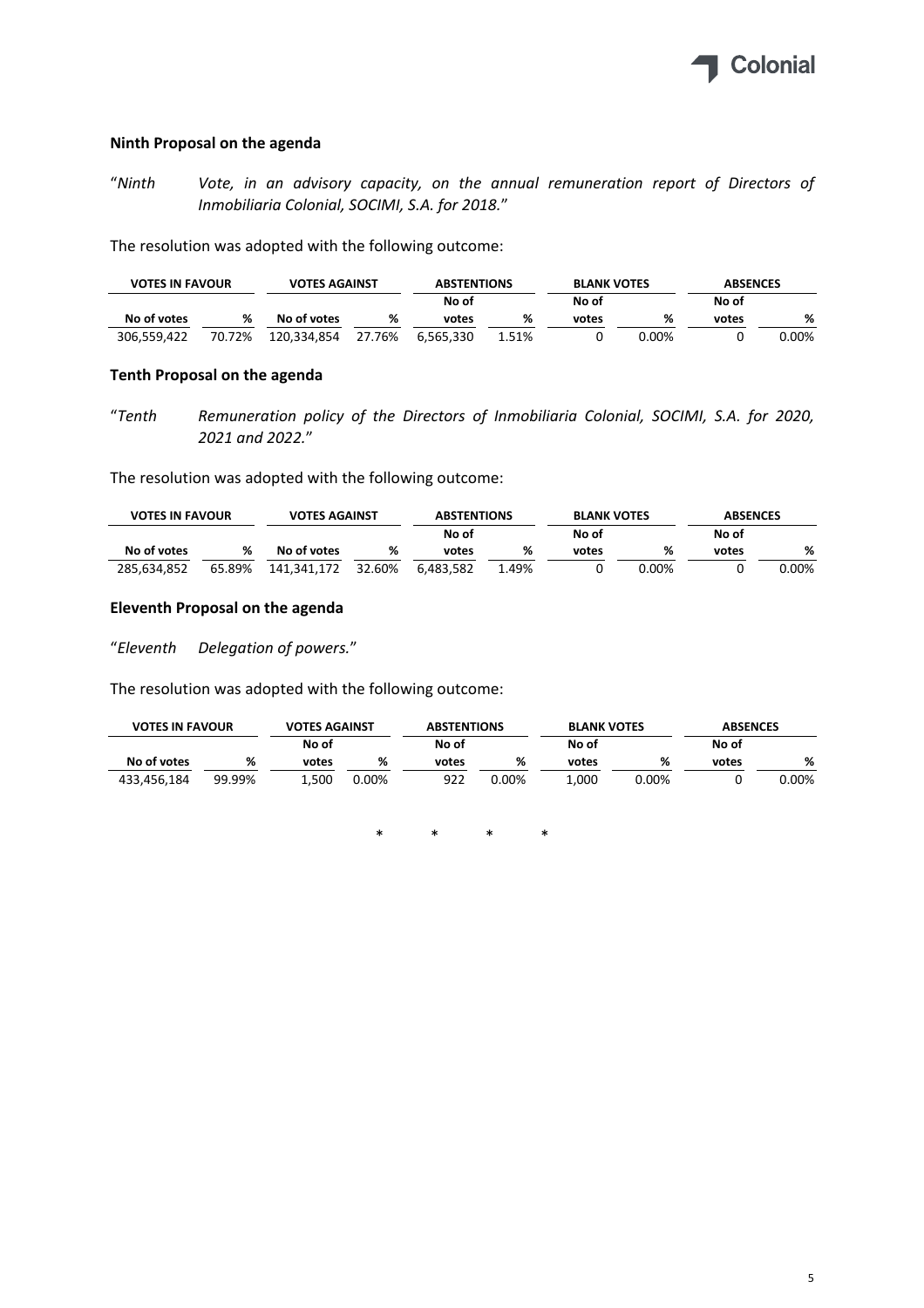**Ninth Proposal on the agenda**

"*Ninth Vote, in an advisory capacity, on the annual remuneration report of Directors of Inmobiliaria Colonial, SOCIMI, S.A. for 2018.*"

The resolution was adopted with the following outcome:

| VOTES IN FAVOUR | | VOTES AGAINST | | ABSTENTIONS | | BLANK VOTES | | ABSENCES | |
|---|---|---|---|---|---|---|---|---|---|
| No of votes | % | No of votes | % | No of votes | % | No of votes | % | No of votes | % |
| 306,559,422 | 70.72% | 120,334,854 | 27.76% | 6,565,330 | 1.51% | 0 | 0.00% | 0 | 0.00% |

**Tenth Proposal on the agenda**

"*Tenth Remuneration policy of the Directors of Inmobiliaria Colonial, SOCIMI, S.A. for 2020, 2021 and 2022.*"

The resolution was adopted with the following outcome:

| VOTES IN FAVOUR | | VOTES AGAINST | | ABSTENTIONS | | BLANK VOTES | | ABSENCES | |
|---|---|---|---|---|---|---|---|---|---|
| No of votes | % | No of votes | % | No of votes | % | No of votes | % | No of votes | % |
| 285,634,852 | 65.89% | 141,341,172 | 32.60% | 6,483,582 | 1.49% | 0 | 0.00% | 0 | 0.00% |

**Eleventh Proposal on the agenda**

"*Eleventh Delegation of powers.*"

The resolution was adopted with the following outcome:

| VOTES IN FAVOUR | | VOTES AGAINST | | ABSTENTIONS | | BLANK VOTES | | ABSENCES | |
|---|---|---|---|---|---|---|---|---|---|
| No of votes | % | No of votes | % | No of votes | % | No of votes | % | No of votes | % |
| 433,456,184 | 99.99% | 1,500 | 0.00% | 922 | 0.00% | 1,000 | 0.00% | 0 | 0.00% |

\* \* \* \*